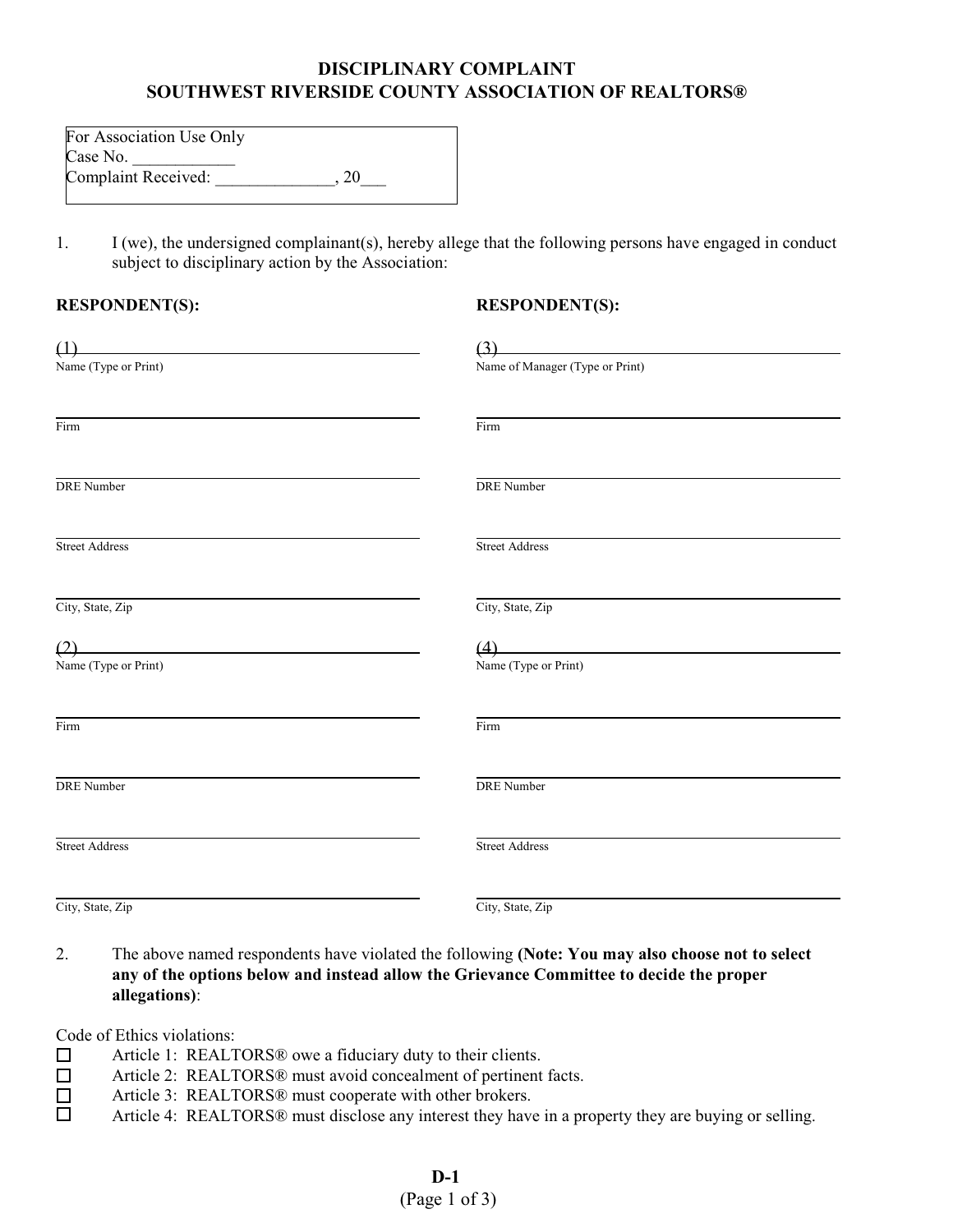# DISCIPLINARY COMPLAINT
## SOUTHWEST RIVERSIDE COUNTY ASSOCIATION OF REALTORS®

For Association Use Only
Case No. ____________
Complaint Received: ______________, 20___

1. I (we), the undersigned complainant(s), hereby allege that the following persons have engaged in conduct subject to disciplinary action by the Association:

**RESPONDENT(S):**

(1) ______________________________
Name (Type or Print)

______________________________
Firm

______________________________
DRE Number

______________________________
Street Address

______________________________
City, State, Zip

(2) ______________________________
Name (Type or Print)

______________________________
Firm

______________________________
DRE Number

______________________________
Street Address

______________________________
City, State, Zip

**RESPONDENT(S):**

(3) ______________________________
Name of Manager (Type or Print)

______________________________
Firm

______________________________
DRE Number

______________________________
Street Address

______________________________
City, State, Zip

(4) ______________________________
Name (Type or Print)

______________________________
Firm

______________________________
DRE Number

______________________________
Street Address

______________________________
City, State, Zip

2. The above named respondents have violated the following **(Note: You may also choose not to select any of the options below and instead allow the Grievance Committee to decide the proper allegations)**:

Code of Ethics violations:

- ☐ Article 1: REALTORS® owe a fiduciary duty to their clients.
- ☐ Article 2: REALTORS® must avoid concealment of pertinent facts.
- ☐ Article 3: REALTORS® must cooperate with other brokers.
- ☐ Article 4: REALTORS® must disclose any interest they have in a property they are buying or selling.

**D-1**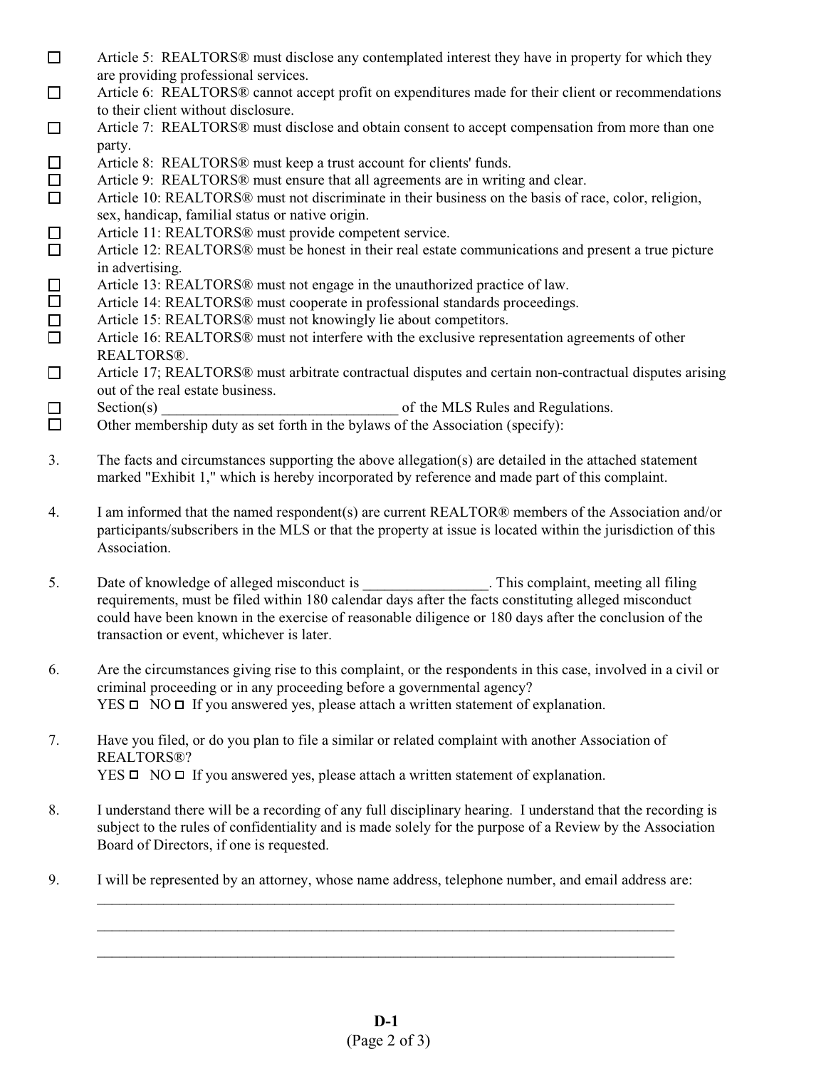- ☐ Article 5: REALTORS® must disclose any contemplated interest they have in property for which they are providing professional services.
- ☐ Article 6: REALTORS® cannot accept profit on expenditures made for their client or recommendations to their client without disclosure.
- ☐ Article 7: REALTORS® must disclose and obtain consent to accept compensation from more than one party.
- ☐ Article 8: REALTORS® must keep a trust account for clients' funds.
- ☐ Article 9: REALTORS® must ensure that all agreements are in writing and clear.
- ☐ Article 10: REALTORS® must not discriminate in their business on the basis of race, color, religion, sex, handicap, familial status or native origin.
- ☐ Article 11: REALTORS® must provide competent service.
- ☐ Article 12: REALTORS® must be honest in their real estate communications and present a true picture in advertising.
- ☐ Article 13: REALTORS® must not engage in the unauthorized practice of law.
- ☐ Article 14: REALTORS® must cooperate in professional standards proceedings.
- ☐ Article 15: REALTORS® must not knowingly lie about competitors.
- ☐ Article 16: REALTORS® must not interfere with the exclusive representation agreements of other REALTORS®.
- ☐ Article 17; REALTORS® must arbitrate contractual disputes and certain non-contractual disputes arising out of the real estate business.
- ☐ Section(s) ________________________________ of the MLS Rules and Regulations.
- ☐ Other membership duty as set forth in the bylaws of the Association (specify):

3. The facts and circumstances supporting the above allegation(s) are detailed in the attached statement marked "Exhibit 1," which is hereby incorporated by reference and made part of this complaint.

4. I am informed that the named respondent(s) are current REALTOR® members of the Association and/or participants/subscribers in the MLS or that the property at issue is located within the jurisdiction of this Association.

5. Date of knowledge of alleged misconduct is _________________. This complaint, meeting all filing requirements, must be filed within 180 calendar days after the facts constituting alleged misconduct could have been known in the exercise of reasonable diligence or 180 days after the conclusion of the transaction or event, whichever is later.

6. Are the circumstances giving rise to this complaint, or the respondents in this case, involved in a civil or criminal proceeding or in any proceeding before a governmental agency?
   YES ☐ NO ☐ If you answered yes, please attach a written statement of explanation.

7. Have you filed, or do you plan to file a similar or related complaint with another Association of REALTORS®?
   YES ☐ NO ☐ If you answered yes, please attach a written statement of explanation.

8. I understand there will be a recording of any full disciplinary hearing. I understand that the recording is subject to the rules of confidentiality and is made solely for the purpose of a Review by the Association Board of Directors, if one is requested.

9. I will be represented by an attorney, whose name address, telephone number, and email address are:
   ________________________________________________________________________________
   ________________________________________________________________________________
   ________________________________________________________________________________

**D-1**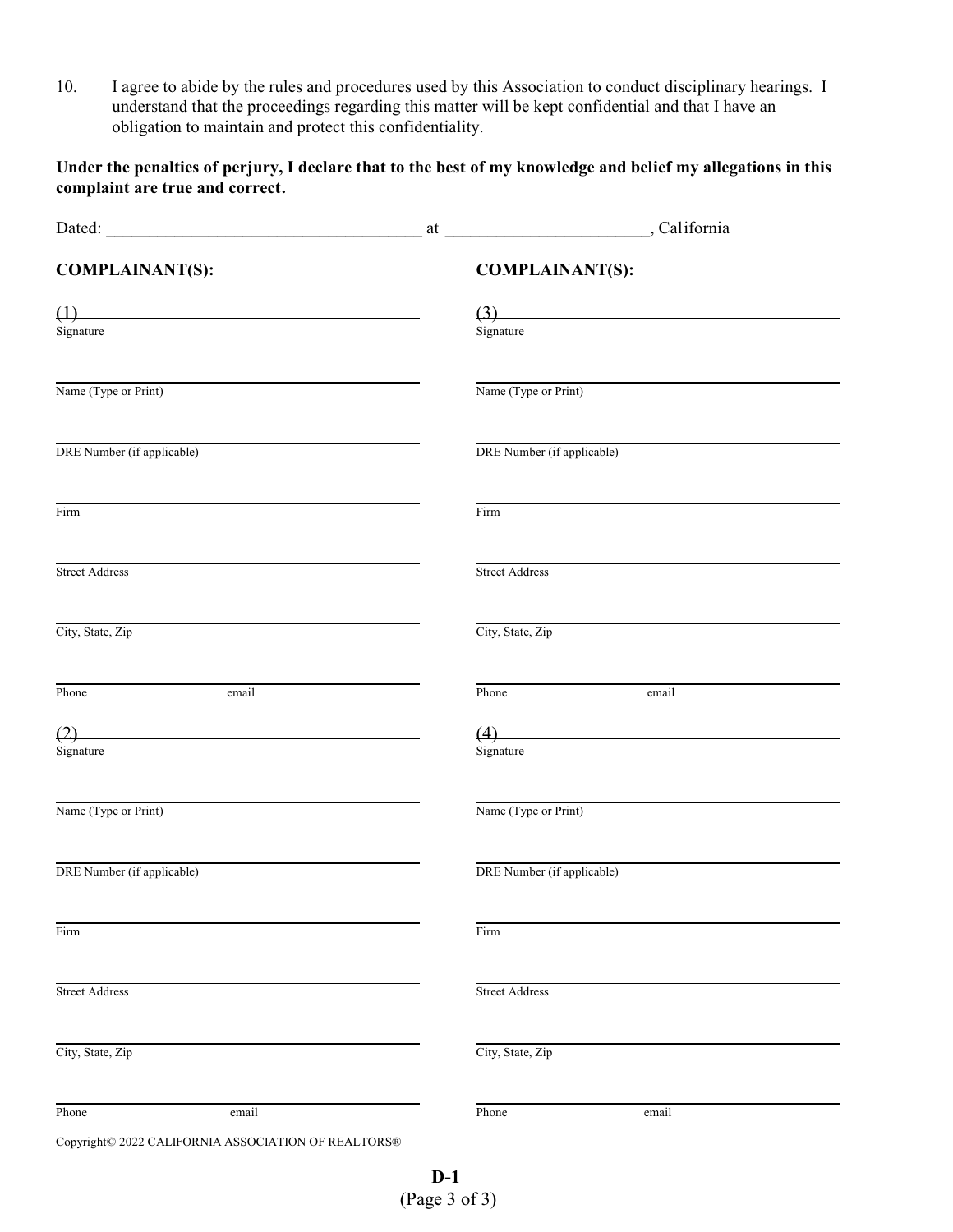10. I agree to abide by the rules and procedures used by this Association to conduct disciplinary hearings. I understand that the proceedings regarding this matter will be kept confidential and that I have an obligation to maintain and protect this confidentiality.

**Under the penalties of perjury, I declare that to the best of my knowledge and belief my allegations in this complaint are true and correct.**

Dated: ____________________________________ at _______________________, California

**COMPLAINANT(S):**

(1) ____________________________________
Signature

____________________________________
Name (Type or Print)

____________________________________
DRE Number (if applicable)

____________________________________
Firm

____________________________________
Street Address

____________________________________
City, State, Zip

____________________________________
Phone email

(2) ____________________________________
Signature

____________________________________
Name (Type or Print)

____________________________________
DRE Number (if applicable)

____________________________________
Firm

____________________________________
Street Address

____________________________________
City, State, Zip

____________________________________
Phone email

**COMPLAINANT(S):**

(3) ____________________________________
Signature

____________________________________
Name (Type or Print)

____________________________________
DRE Number (if applicable)

____________________________________
Firm

____________________________________
Street Address

____________________________________
City, State, Zip

____________________________________
Phone email

(4) ____________________________________
Signature

____________________________________
Name (Type or Print)

____________________________________
DRE Number (if applicable)

____________________________________
Firm

____________________________________
Street Address

____________________________________
City, State, Zip

____________________________________
Phone email

Copyright© 2022 CALIFORNIA ASSOCIATION OF REALTORS®

**D-1**